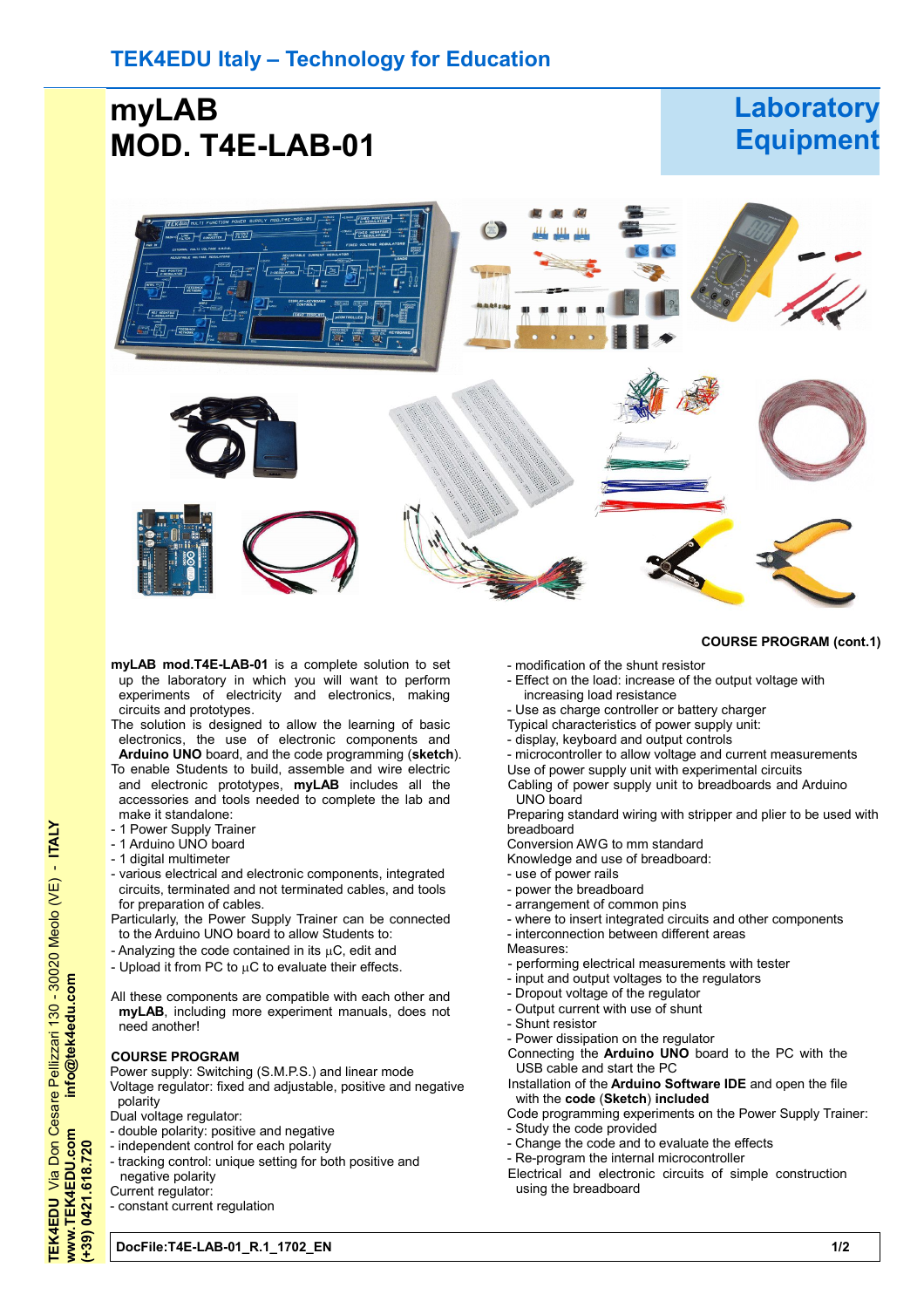# myLAB
# MOD. T4E-LAB-01

## Laboratory Equipment

**myLAB mod.T4E-LAB-01** is a complete solution to set up the laboratory in which you will want to perform experiments of electricity and electronics, making circuits and prototypes.

The solution is designed to allow the learning of basic electronics, the use of electronic components and **Arduino UNO** board, and the code programming (**sketch**).

To enable Students to build, assemble and wire electric and electronic prototypes, **myLAB** includes all the accessories and tools needed to complete the lab and make it standalone:

- 1 Power Supply Trainer
- 1 Arduino UNO board
- 1 digital multimeter
- various electrical and electronic components, integrated circuits, terminated and not terminated cables, and tools for preparation of cables.

Particularly, the Power Supply Trainer can be connected to the Arduino UNO board to allow Students to:

- Analyzing the code contained in its µC, edit and
- Upload it from PC to µC to evaluate their effects.

All these components are compatible with each other and **myLAB**, including more experiment manuals, does not need another!

### COURSE PROGRAM

Power supply: Switching (S.M.P.S.) and linear mode

Voltage regulator: fixed and adjustable, positive and negative polarity

Dual voltage regulator:

- double polarity: positive and negative
- independent control for each polarity
- tracking control: unique setting for both positive and negative polarity

Current regulator:

- constant current regulation

### COURSE PROGRAM (cont.1)

- modification of the shunt resistor
- Effect on the load: increase of the output voltage with increasing load resistance
- Use as charge controller or battery charger

Typical characteristics of power supply unit:

- display, keyboard and output controls
- microcontroller to allow voltage and current measurements

Use of power supply unit with experimental circuits

Cabling of power supply unit to breadboards and Arduino UNO board

Preparing standard wiring with stripper and plier to be used with breadboard

Conversion AWG to mm standard

Knowledge and use of breadboard:

- use of power rails
- power the breadboard
- arrangement of common pins
- where to insert integrated circuits and other components
- interconnection between different areas

Measures:

- performing electrical measurements with tester
- input and output voltages to the regulators
- Dropout voltage of the regulator
- Output current with use of shunt
- Shunt resistor
- Power dissipation on the regulator

Connecting the **Arduino UNO** board to the PC with the USB cable and start the PC

Installation of the **Arduino Software IDE** and open the file with the **code** (**Sketch**) **included**

Code programming experiments on the Power Supply Trainer:

- Study the code provided
- Change the code and to evaluate the effects
- Re-program the internal microcontroller

Electrical and electronic circuits of simple construction using the breadboard

DocFile:T4E-LAB-01_R.1_1702_EN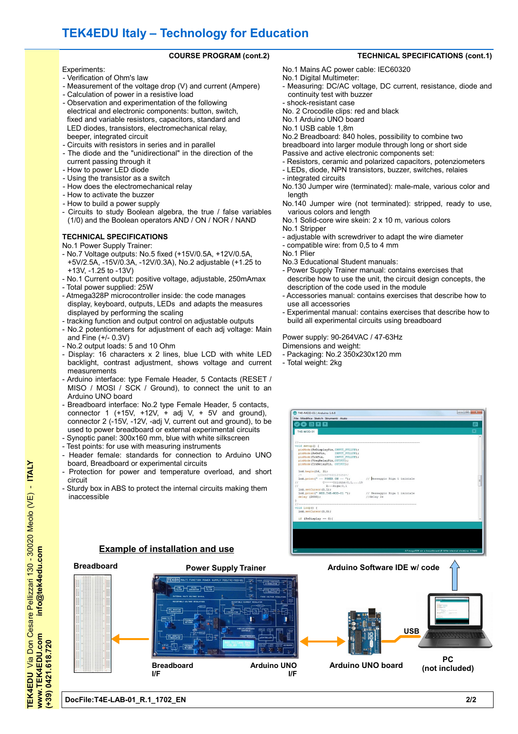# TEK4EDU Italy – Technology for Education

## COURSE PROGRAM (cont.2)

Experiments:
- Verification of Ohm's law
- Measurement of the voltage drop (V) and current (Ampere)
- Calculation of power in a resistive load
- Observation and experimentation of the following electrical and electronic components: button, switch, fixed and variable resistors, capacitors, standard and LED diodes, transistors, electromechanical relay, beeper, integrated circuit
- Circuits with resistors in series and in parallel
- The diode and the "unidirectional" in the direction of the current passing through it
- How to power LED diode
- Using the transistor as a switch
- How does the electromechanical relay
- How to activate the buzzer
- How to build a power supply
- Circuits to study Boolean algebra, the true / false variables (1/0) and the Boolean operators AND / ON / NOR / NAND

## TECHNICAL SPECIFICATIONS

No.1 Power Supply Trainer:
- No.7 Voltage outputs: No.5 fixed (+15V/0.5A, +12V/0.5A, +5V/2.5A, -15V/0.3A, -12V/0.3A), No.2 adjustable (+1.25 to +13V, -1.25 to -13V)
- No.1 Current output: positive voltage, adjustable, 250mAmax
- Total power supplied: 25W
- Atmega328P microcontroller inside: the code manages display, keyboard, outputs, LEDs and adapts the measures displayed by performing the scaling
- tracking function and output control on adjustable outputs
- No.2 potentiometers for adjustment of each adj voltage: Main and Fine (+/- 0.3V)
- No.2 output loads: 5 and 10 Ohm
- Display: 16 characters x 2 lines, blue LCD with white LED backlight, contrast adjustment, shows voltage and current measurements
- Arduino interface: type Female Header, 5 Contacts (RESET / MISO / MOSI / SCK / Ground), to connect the unit to an Arduino UNO board
- Breadboard interface: No.2 type Female Header, 5 contacts, connector 1 (+15V, +12V, + adj V, + 5V and ground), connector 2 (-15V, -12V, -adj V, current out and ground), to be used to power breadboard or external experimental circuits
- Synoptic panel: 300x160 mm, blue with white silkscreen
- Test points: for use with measuring instruments
- Header female: standards for connection to Arduino UNO board, Breadboard or experimental circuits
- Protection for power and temperature overload, and short circuit
- Sturdy box in ABS to protect the internal circuits making them inaccessible

## TECHNICAL SPECIFICATIONS (cont.1)

No.1 Mains AC power cable: IEC60320
No.1 Digital Multimeter:
- Measuring: DC/AC voltage, DC current, resistance, diode and continuity test with buzzer
- shock-resistant case

No. 2 Crocodile clips: red and black
No.1 Arduino UNO board
No.1 USB cable 1,8m
No.2 Breadboard: 840 holes, possibility to combine two breadboard into larger module through long or short side
Passive and active electronic components set:
- Resistors, ceramic and polarized capacitors, potenziometers
- LEDs, diode, NPN transistors, buzzer, switches, relaies
- integrated circuits

No.130 Jumper wire (terminated): male-male, various color and length
No.140 Jumper wire (not terminated): stripped, ready to use, various colors and length
No.1 Solid-core wire skein: 2 x 10 m, various colors
No.1 Stripper
- adjustable with screwdriver to adapt the wire diameter
- compatible wire: from 0,5 to 4 mm

No.1 Plier
No.3 Educational Student manuals:
- Power Supply Trainer manual: contains exercises that describe how to use the unit, the circuit design concepts, the description of the code used in the module
- Accessories manual: contains exercises that describe how to use all accessories
- Experimental manual: contains exercises that describe how to build all experimental circuits using breadboard

Power supply: 90-264VAC / 47-63Hz
Dimensions and weight:
- Packaging: No.2 350x230x120 mm
- Total weight: 2kg

## Example of installation and use

Breadboard

Power Supply Trainer

Arduino Software IDE w/ code

Breadboard I/F

Arduino UNO I/F

Arduino UNO board

USB

PC (not included)

DocFile:T4E-LAB-01_R.1_1702_EN

TEK4EDU Via Don Cesare Pellizzari 130 - 30020 Meolo (VE) - ITALY
www.TEK4EDU.com info@tek4edu.com
(+39) 0421.618.720